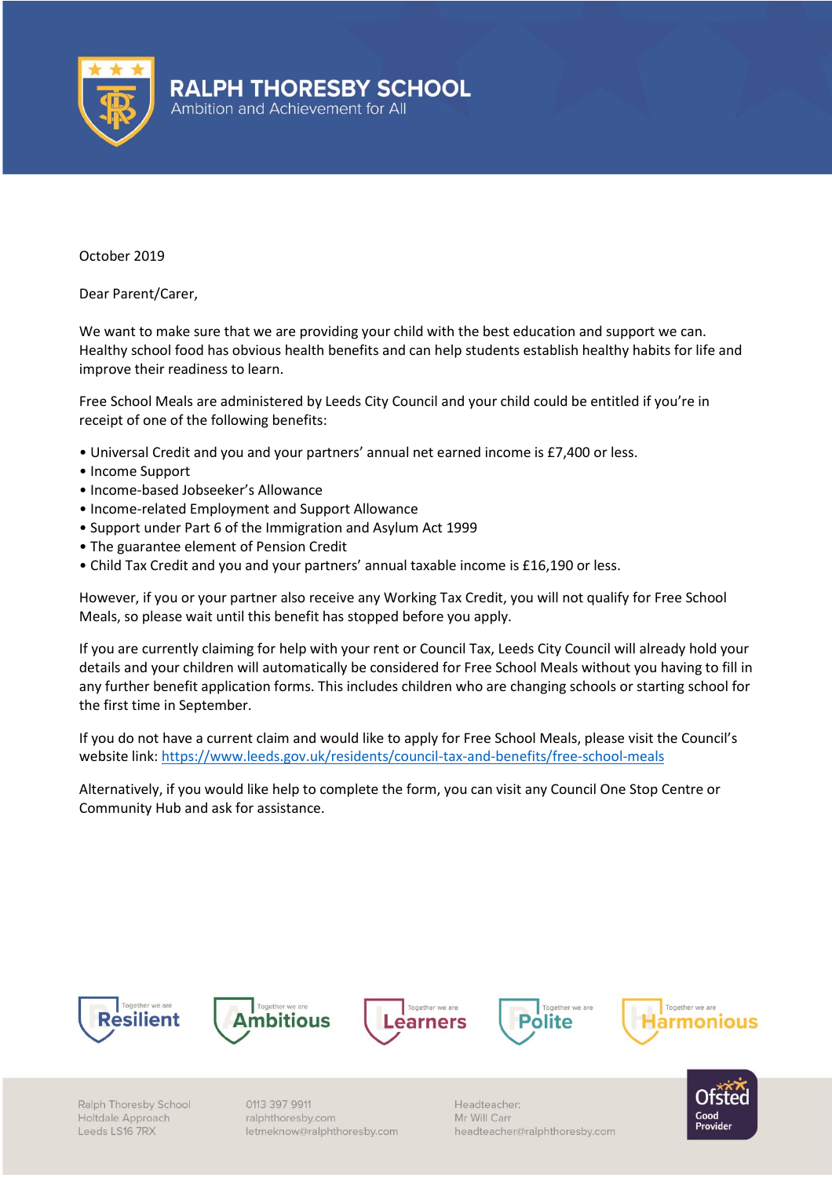# RALPH THORESBY SCHOOL

Ambition and Achievement for All

October 2019

Dear Parent/Carer,

We want to make sure that we are providing your child with the best education and support we can. Healthy school food has obvious health benefits and can help students establish healthy habits for life and improve their readiness to learn.

Free School Meals are administered by Leeds City Council and your child could be entitled if you're in receipt of one of the following benefits:

- Universal Credit and you and your partners' annual net earned income is £7,400 or less.
- Income Support
- Income-based Jobseeker's Allowance
- Income-related Employment and Support Allowance
- Support under Part 6 of the Immigration and Asylum Act 1999
- The guarantee element of Pension Credit
- Child Tax Credit and you and your partners' annual taxable income is £16,190 or less.

However, if you or your partner also receive any Working Tax Credit, you will not qualify for Free School Meals, so please wait until this benefit has stopped before you apply.

If you are currently claiming for help with your rent or Council Tax, Leeds City Council will already hold your details and your children will automatically be considered for Free School Meals without you having to fill in any further benefit application forms. This includes children who are changing schools or starting school for the first time in September.

If you do not have a current claim and would like to apply for Free School Meals, please visit the Council's website link: [https://www.leeds.gov.uk/residents/council-tax-and-benefits/free-school-meals](https://www.leeds.gov.uk/residents/council-tax-and-benefits/free-school-meals)

Alternatively, if you would like help to complete the form, you can visit any Council One Stop Centre or Community Hub and ask for assistance.

Together we are Resilient | Together we are Ambitious | Together we are Learners | Together we are Polite | Together we are Harmonious

Ralph Thoresby School
Holtdale Approach
Leeds LS16 7RX

0113 397 9911
ralphthoresby.com
letmeknow@ralphthoresby.com

Headteacher:
Mr Will Carr
headteacher@ralphthoresby.com

Ofsted Good Provider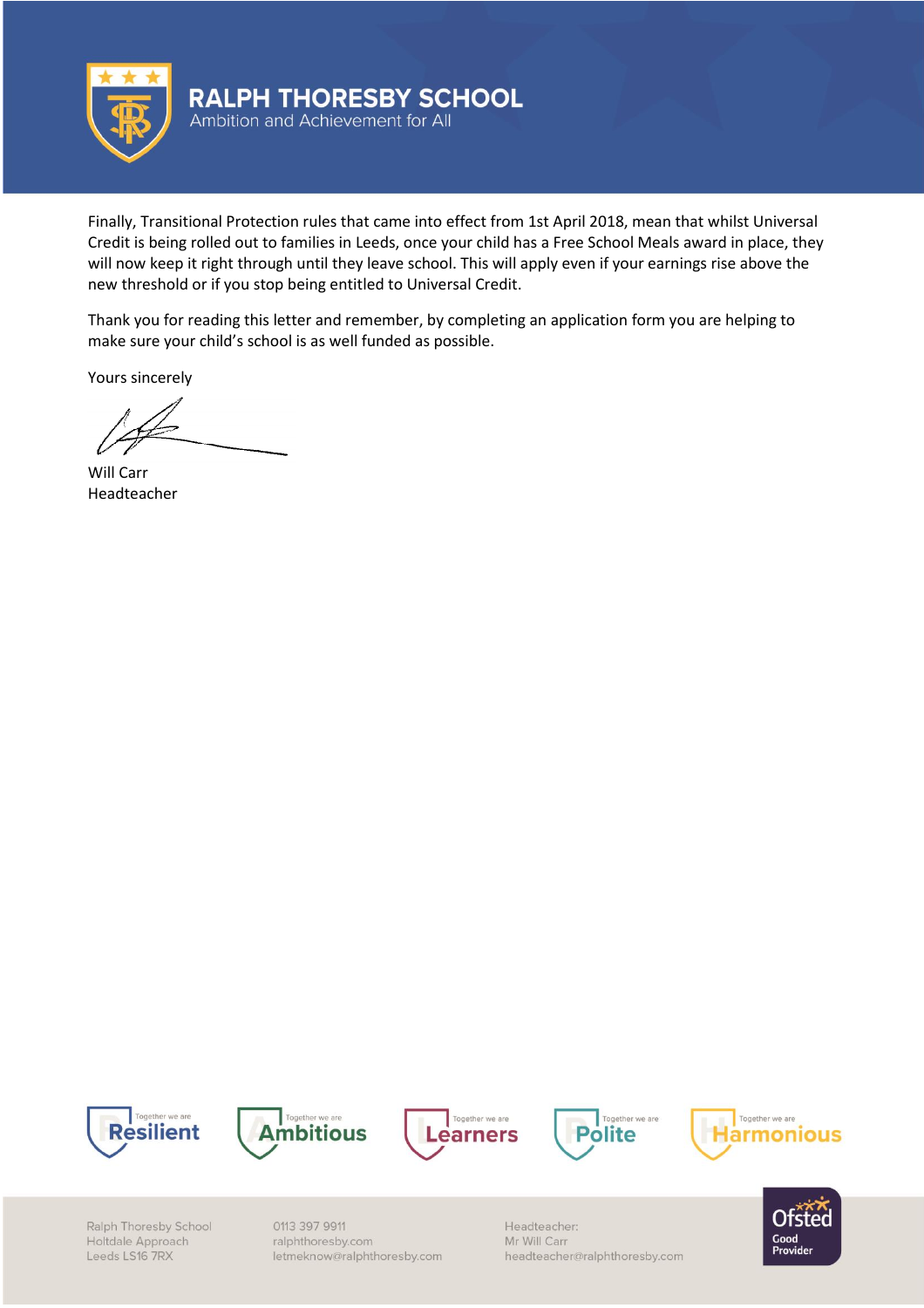Finally, Transitional Protection rules that came into effect from 1st April 2018, mean that whilst Universal Credit is being rolled out to families in Leeds, once your child has a Free School Meals award in place, they will now keep it right through until they leave school. This will apply even if your earnings rise above the new threshold or if you stop being entitled to Universal Credit.

Thank you for reading this letter and remember, by completing an application form you are helping to make sure your child's school is as well funded as possible.

Yours sincerely

Will Carr
Headteacher